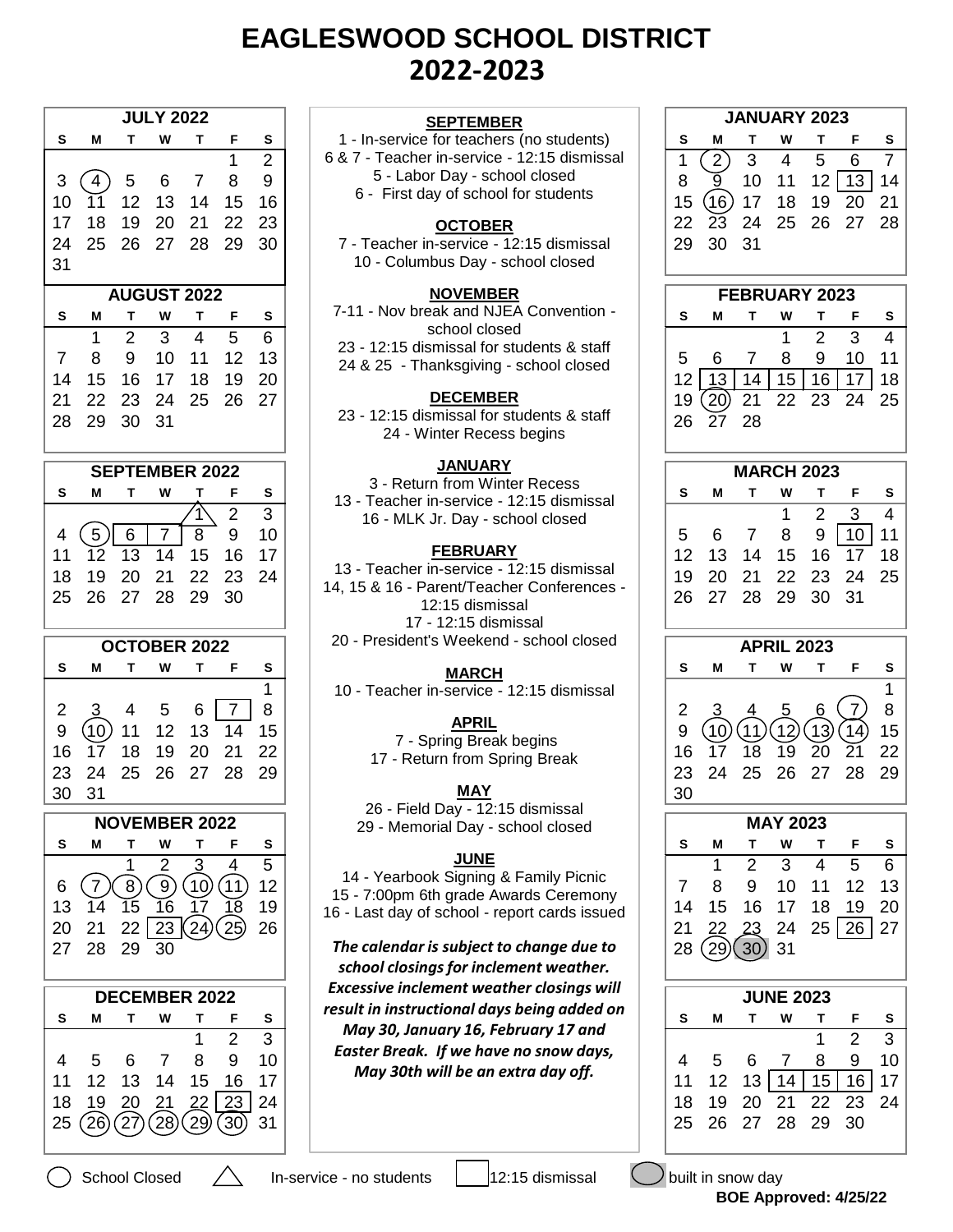# EAGLESWOOD SCHOOL DISTRICT
# 2022-2023

### JULY 2022

| S | M | T | W | T | F | S |
|---|---|---|---|---|---|---|
| | | | | | 1 | 2 |
| 3 | (4) | 5 | 6 | 7 | 8 | 9 |
| 10 | 11 | 12 | 13 | 14 | 15 | 16 |
| 17 | 18 | 19 | 20 | 21 | 22 | 23 |
| 24 | 25 | 26 | 27 | 28 | 29 | 30 |
| 31 | | | | | | |

### AUGUST 2022

| S | M | T | W | T | F | S |
|---|---|---|---|---|---|---|
| | 1 | 2 | 3 | 4 | 5 | 6 |
| 7 | 8 | 9 | 10 | 11 | 12 | 13 |
| 14 | 15 | 16 | 17 | 18 | 19 | 20 |
| 21 | 22 | 23 | 24 | 25 | 26 | 27 |
| 28 | 29 | 30 | 31 | | | |

### SEPTEMBER 2022

| S | M | T | W | T | F | S |
|---|---|---|---|---|---|---|
| | | | | △1 | 2 | 3 |
| 4 | (5) | [6] | [7] | 8 | 9 | 10 |
| 11 | 12 | 13 | 14 | 15 | 16 | 17 |
| 18 | 19 | 20 | 21 | 22 | 23 | 24 |
| 25 | 26 | 27 | 28 | 29 | 30 | |

### OCTOBER 2022

| S | M | T | W | T | F | S |
|---|---|---|---|---|---|---|
| | | | | | | 1 |
| 2 | 3 | 4 | 5 | 6 | [7] | 8 |
| 9 | (10) | 11 | 12 | 13 | 14 | 15 |
| 16 | 17 | 18 | 19 | 20 | 21 | 22 |
| 23 | 24 | 25 | 26 | 27 | 28 | 29 |
| 30 | 31 | | | | | |

### NOVEMBER 2022

| S | M | T | W | T | F | S |
|---|---|---|---|---|---|---|
| | | 1 | 2 | 3 | 4 | 5 |
| 6 | (7) | (8) | (9) | (10) | (11) | 12 |
| 13 | 14 | 15 | 16 | 17 | 18 | 19 |
| 20 | 21 | 22 | [23] | (24) | (25) | 26 |
| 27 | 28 | 29 | 30 | | | |

### DECEMBER 2022

| S | M | T | W | T | F | S |
|---|---|---|---|---|---|---|
| | | | | 1 | 2 | 3 |
| 4 | 5 | 6 | 7 | 8 | 9 | 10 |
| 11 | 12 | 13 | 14 | 15 | 16 | 17 |
| 18 | 19 | 20 | 21 | 22 | [23] | 24 |
| 25 | (26) | (27) | (28) | (29) | (30) | 31 |

**SEPTEMBER**
1 - In-service for teachers (no students)
6 & 7 - Teacher in-service - 12:15 dismissal
5 - Labor Day - school closed
6 - First day of school for students

**OCTOBER**
7 - Teacher in-service - 12:15 dismissal
10 - Columbus Day - school closed

**NOVEMBER**
7-11 - Nov break and NJEA Convention - school closed
23 - 12:15 dismissal for students & staff
24 & 25 - Thanksgiving - school closed

**DECEMBER**
23 - 12:15 dismissal for students & staff
24 - Winter Recess begins

**JANUARY**
3 - Return from Winter Recess
13 - Teacher in-service - 12:15 dismissal
16 - MLK Jr. Day - school closed

**FEBRUARY**
13 - Teacher in-service - 12:15 dismissal
14, 15 & 16 - Parent/Teacher Conferences - 12:15 dismissal
17 - 12:15 dismissal
20 - President's Weekend - school closed

**MARCH**
10 - Teacher in-service - 12:15 dismissal

**APRIL**
7 - Spring Break begins
17 - Return from Spring Break

**MAY**
26 - Field Day - 12:15 dismissal
29 - Memorial Day - school closed

**JUNE**
14 - Yearbook Signing & Family Picnic
15 - 7:00pm 6th grade Awards Ceremony
16 - Last day of school - report cards issued

***The calendar is subject to change due to school closings for inclement weather. Excessive inclement weather closings will result in instructional days being added on May 30, January 16, February 17 and Easter Break. If we have no snow days, May 30th will be an extra day off.***

### JANUARY 2023

| S | M | T | W | T | F | S |
|---|---|---|---|---|---|---|
| 1 | (2) | 3 | 4 | 5 | 6 | 7 |
| 8 | 9 | 10 | 11 | 12 | [13] | 14 |
| 15 | (16) | 17 | 18 | 19 | 20 | 21 |
| 22 | 23 | 24 | 25 | 26 | 27 | 28 |
| 29 | 30 | 31 | | | | |

### FEBRUARY 2023

| S | M | T | W | T | F | S |
|---|---|---|---|---|---|---|
| | | | 1 | 2 | 3 | 4 |
| 5 | 6 | 7 | 8 | 9 | 10 | 11 |
| 12 | [13] | [14] | [15] | [16] | [17] | 18 |
| 19 | (20) | 21 | 22 | 23 | 24 | 25 |
| 26 | 27 | 28 | | | | |

### MARCH 2023

| S | M | T | W | T | F | S |
|---|---|---|---|---|---|---|
| | | | 1 | 2 | 3 | 4 |
| 5 | 6 | 7 | 8 | 9 | [10] | 11 |
| 12 | 13 | 14 | 15 | 16 | 17 | 18 |
| 19 | 20 | 21 | 22 | 23 | 24 | 25 |
| 26 | 27 | 28 | 29 | 30 | 31 | |

### APRIL 2023

| S | M | T | W | T | F | S |
|---|---|---|---|---|---|---|
| | | | | | | 1 |
| 2 | 3 | 4 | 5 | 6 | (7) | 8 |
| 9 | (10) | (11) | (12) | (13) | (14) | 15 |
| 16 | 17 | 18 | 19 | 20 | 21 | 22 |
| 23 | 24 | 25 | 26 | 27 | 28 | 29 |
| 30 | | | | | | |

### MAY 2023

| S | M | T | W | T | F | S |
|---|---|---|---|---|---|---|
| | 1 | 2 | 3 | 4 | 5 | 6 |
| 7 | 8 | 9 | 10 | 11 | 12 | 13 |
| 14 | 15 | 16 | 17 | 18 | 19 | 20 |
| 21 | 22 | 23 | 24 | 25 | [26] | 27 |
| 28 | (29) | (30) shaded | 31 | | | |

### JUNE 2023

| S | M | T | W | T | F | S |
|---|---|---|---|---|---|---|
| | | | | 1 | 2 | 3 |
| 4 | 5 | 6 | 7 | 8 | 9 | 10 |
| 11 | 12 | 13 | [14] | [15] | [16] | 17 |
| 18 | 19 | 20 | 21 | 22 | 23 | 24 |
| 25 | 26 | 27 | 28 | 29 | 30 | |

( ) School Closed   △ In-service - no students   [ ] 12:15 dismissal   (shaded) built in snow day

**BOE Approved: 4/25/22**